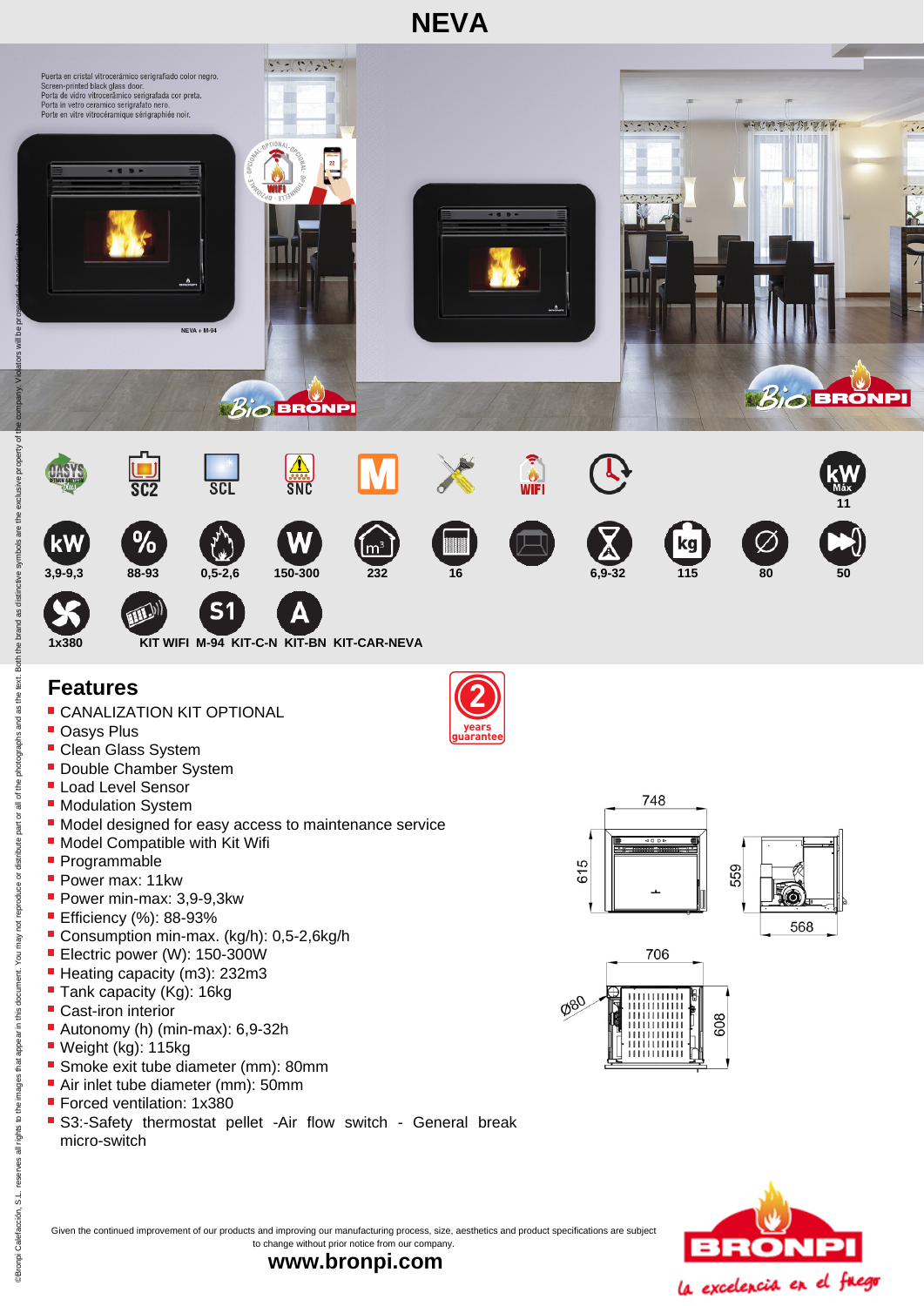# NEVA

Puerta en cristal vitrocerámico serigrafiado color negro.
Screen-printed black glass door.
Porta de vidro vitrocerâmico serigrafada cor preta.
Porta in vetro ceramico serigrafato nero.
Porte en vitre vitrocéramique sérigraphiée noir.

NEVA + M-94

| kW Máx |
|---|
| 11 |

| kW | % | | W | m³ | | | | kg | Ø | |
|---|---|---|---|---|---|---|---|---|---|---|
| 3,9-9,3 | 88-93 | 0,5-2,6 | 150-300 | 232 | 16 | | 6,9-32 | 115 | 80 | 50 |

1x380

KIT WIFI M-94 KIT-C-N KIT-BN KIT-CAR-NEVA

## Features

- CANALIZATION KIT OPTIONAL
- Oasys Plus
- Clean Glass System
- Double Chamber System
- Load Level Sensor
- Modulation System
- Model designed for easy access to maintenance service
- Model Compatible with Kit Wifi
- Programmable
- Power max: 11kw
- Power min-max: 3,9-9,3kw
- Efficiency (%): 88-93%
- Consumption min-max. (kg/h): 0,5-2,6kg/h
- Electric power (W): 150-300W
- Heating capacity (m3): 232m3
- Tank capacity (Kg): 16kg
- Cast-iron interior
- Autonomy (h) (min-max): 6,9-32h
- Weight (kg): 115kg
- Smoke exit tube diameter (mm): 80mm
- Air inlet tube diameter (mm): 50mm
- Forced ventilation: 1x380
- S3:-Safety thermostat pellet -Air flow switch - General break micro-switch

2 years guarantee

748 615 559 568 706 Ø80 608

Given the continued improvement of our products and improving our manufacturing process, size, aesthetics and product specifications are subject to change without prior notice from our company.

**www.bronpi.com**

BRONPI la excelencia en el fuego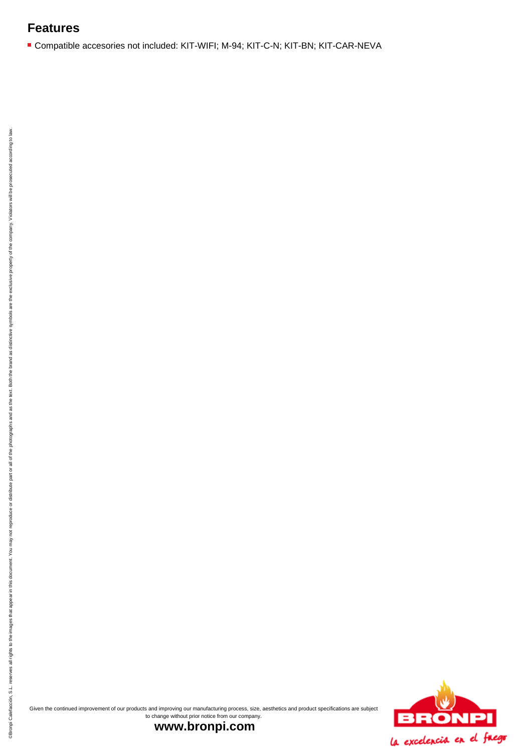## Features

- Compatible accesories not included: KIT-WIFI; M-94; KIT-C-N; KIT-BN; KIT-CAR-NEVA

Given the continued improvement of our products and improving our manufacturing process, size, aesthetics and product specifications are subject to change without prior notice from our company.

**www.bronpi.com**

©Bronpi Calefacción, S.L. reserves all rights to the images that appear in this document. You may not reproduce or distribute part or all of the photographs and as the text. Both the brand as distinctive symbols are the exclusive property of the company. Violators will be prosecuted according to law.